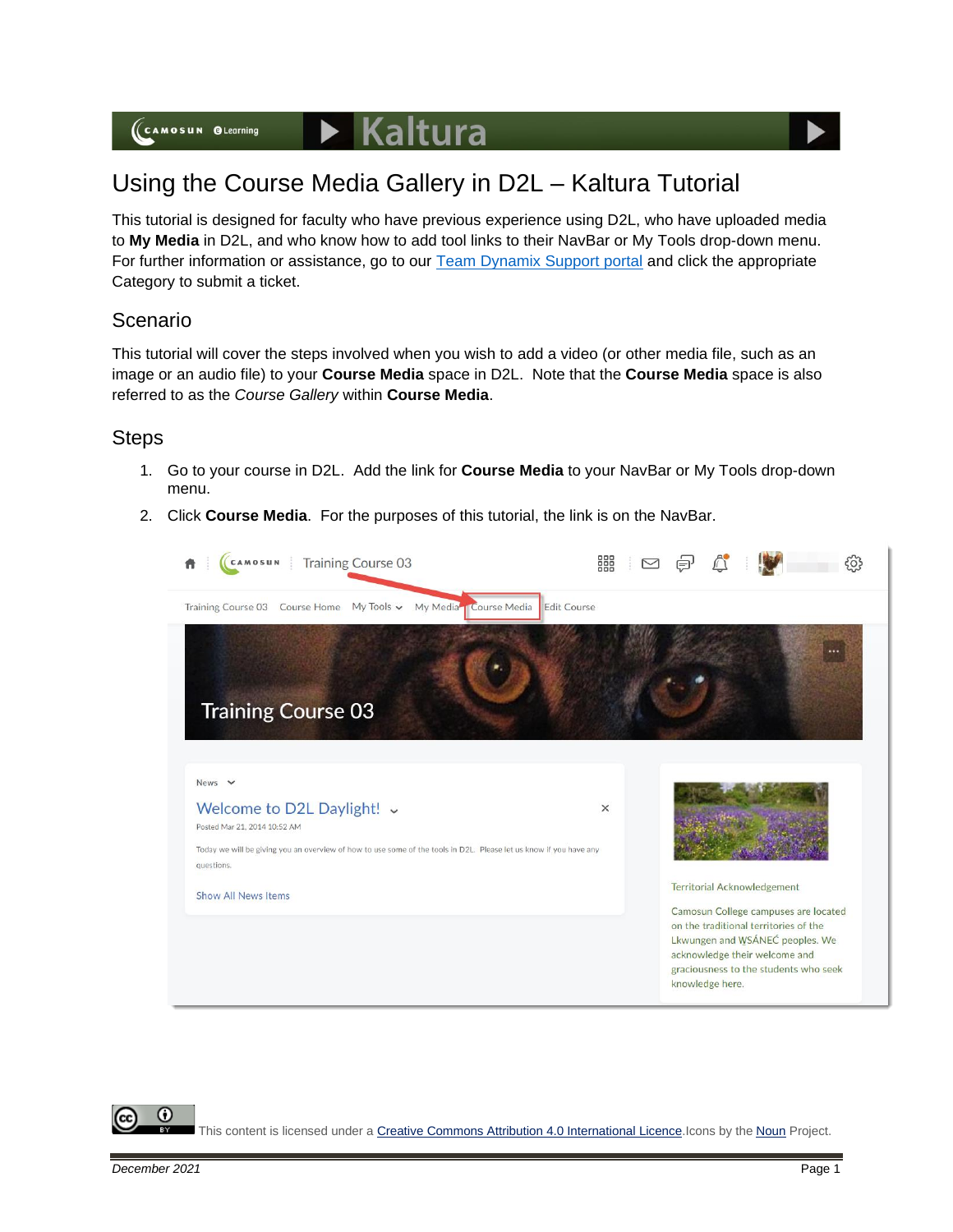# Using the Course Media Gallery in D2L – Kaltura Tutorial

This tutorial is designed for faculty who have previous experience using D2L, who have uploaded media to **My Media** in D2L, and who know how to add tool links to their NavBar or My Tools drop-down menu. For further information or assistance, go to our Team Dynamix Support portal and click the appropriate Category to submit a ticket.

## Scenario

This tutorial will cover the steps involved when you wish to add a video (or other media file, such as an image or an audio file) to your **Course Media** space in D2L. Note that the **Course Media** space is also referred to as the *Course Gallery* within **Course Media**.

## Steps

1. Go to your course in D2L. Add the link for **Course Media** to your NavBar or My Tools drop-down menu.
2. Click **Course Media**. For the purposes of this tutorial, the link is on the NavBar.

This content is licensed under a Creative Commons Attribution 4.0 International Licence.Icons by the Noun Project.

December 2021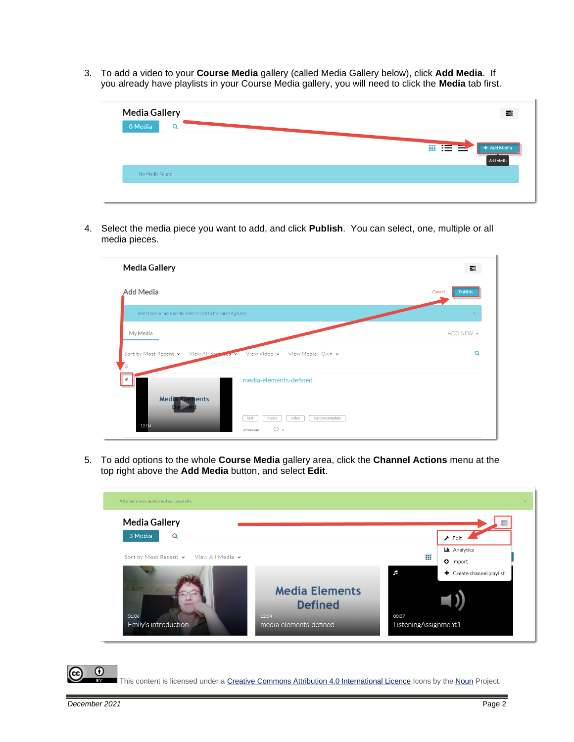3. To add a video to your **Course Media** gallery (called Media Gallery below), click **Add Media**. If you already have playlists in your Course Media gallery, you will need to click the **Media** tab first.

4. Select the media piece you want to add, and click **Publish**. You can select, one, multiple or all media pieces.

5. To add options to the whole **Course Media** gallery area, click the **Channel Actions** menu at the top right above the **Add Media** button, and select **Edit**.

This content is licensed under a Creative Commons Attribution 4.0 International Licence. Icons by the Noun Project.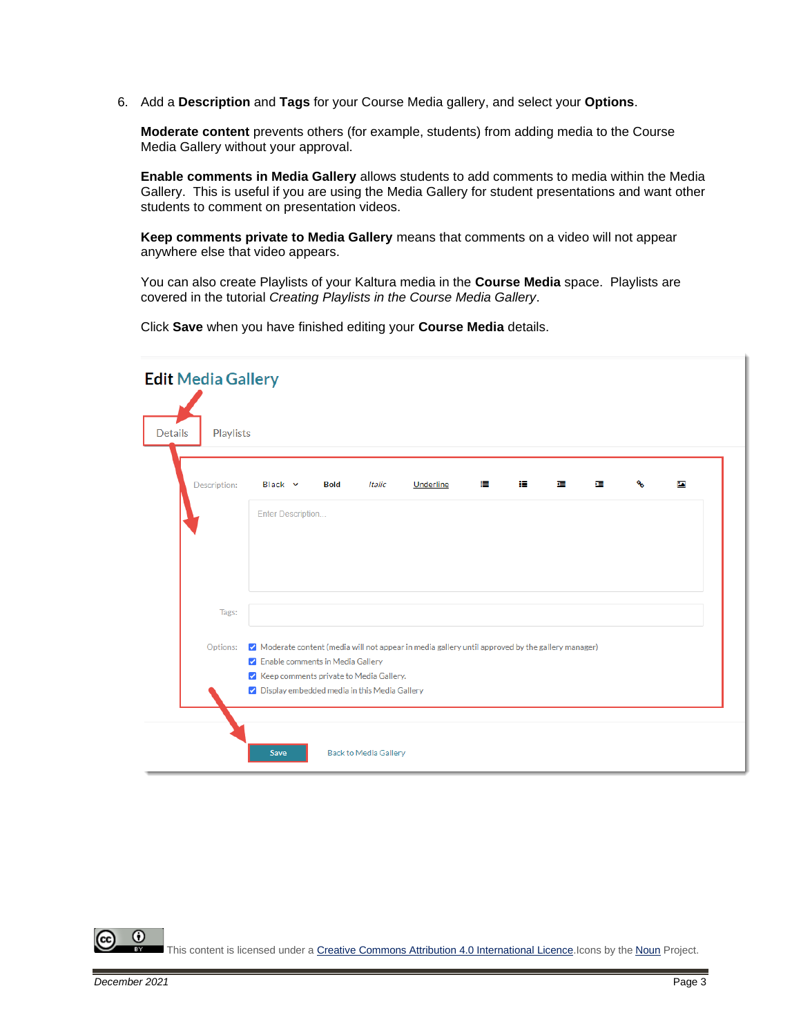6. Add a **Description** and **Tags** for your Course Media gallery, and select your **Options**.

   **Moderate content** prevents others (for example, students) from adding media to the Course Media Gallery without your approval.

   **Enable comments in Media Gallery** allows students to add comments to media within the Media Gallery. This is useful if you are using the Media Gallery for student presentations and want other students to comment on presentation videos.

   **Keep comments private to Media Gallery** means that comments on a video will not appear anywhere else that video appears.

   You can also create Playlists of your Kaltura media in the **Course Media** space. Playlists are covered in the tutorial *Creating Playlists in the Course Media Gallery*.

   Click **Save** when you have finished editing your **Course Media** details.

This content is licensed under a Creative Commons Attribution 4.0 International Licence. Icons by the Noun Project.

*December 2021*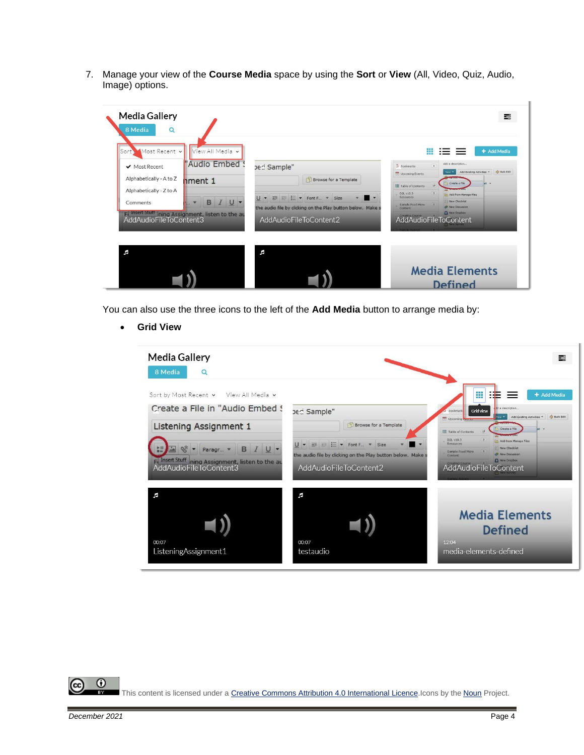7. Manage your view of the **Course Media** space by using the **Sort** or **View** (All, Video, Quiz, Audio, Image) options.

You can also use the three icons to the left of the **Add Media** button to arrange media by:

- **Grid View**

This content is licensed under a Creative Commons Attribution 4.0 International Licence.Icons by the Noun Project.

December 2021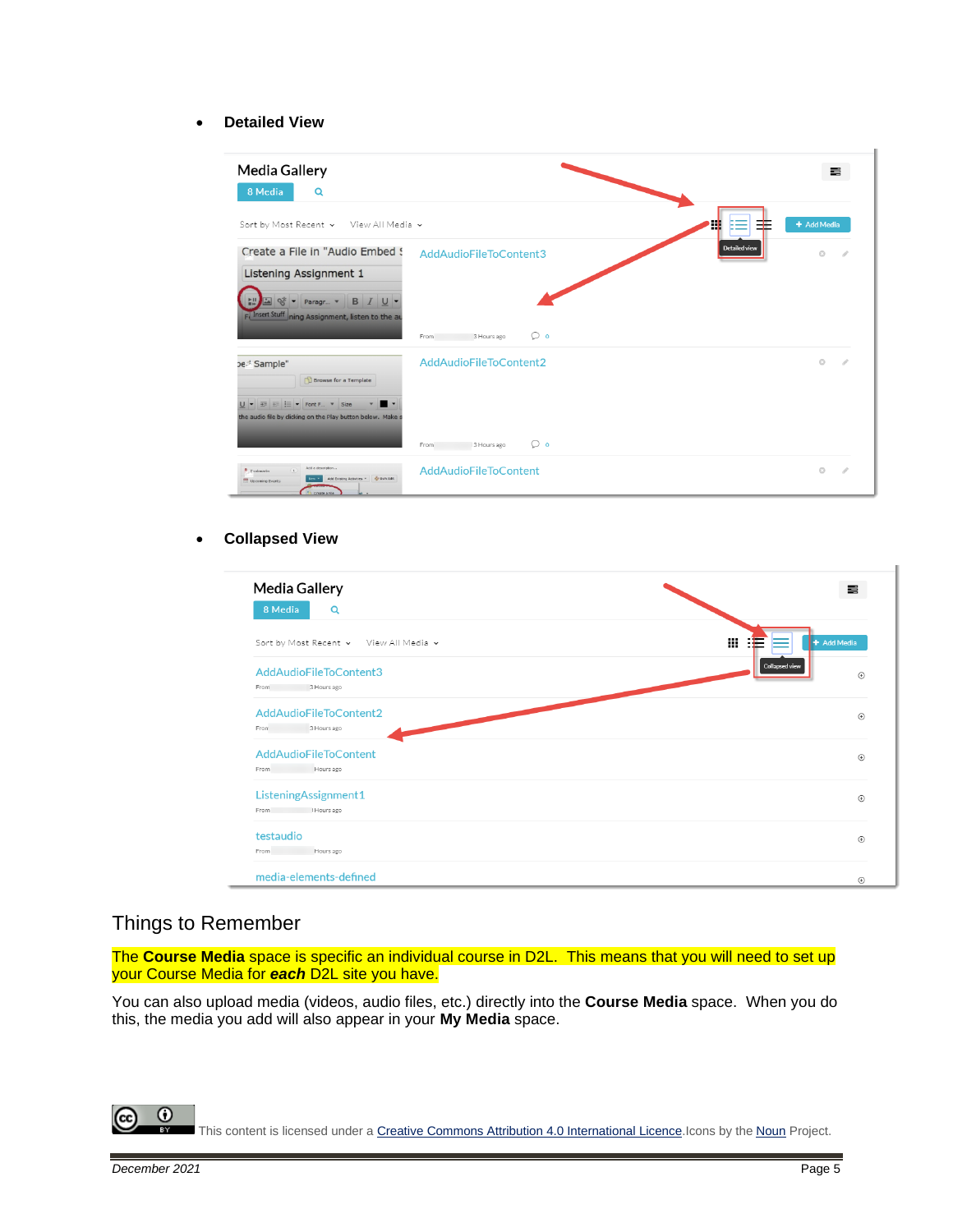- **Detailed View**

- **Collapsed View**

## Things to Remember

The **Course Media** space is specific an individual course in D2L. This means that you will need to set up your Course Media for ***each*** D2L site you have.

You can also upload media (videos, audio files, etc.) directly into the **Course Media** space. When you do this, the media you add will also appear in your **My Media** space.

This content is licensed under a Creative Commons Attribution 4.0 International Licence. Icons by the Noun Project.

December 2021